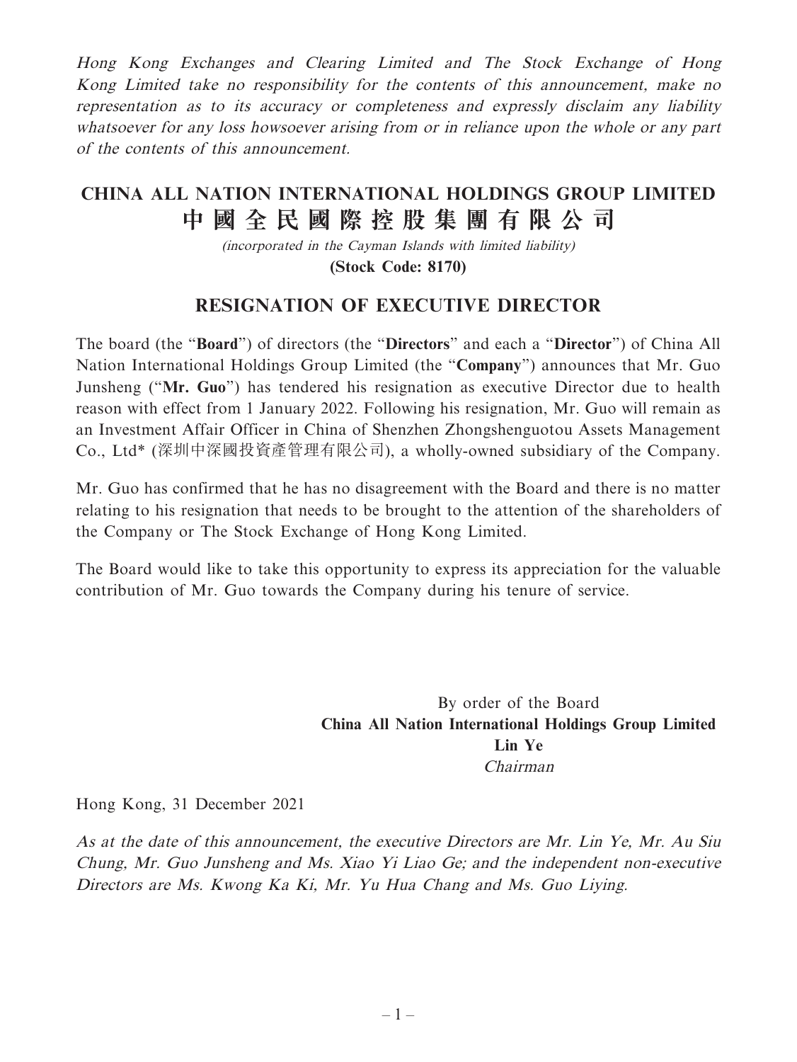*Hong Kong Exchanges and Clearing Limited and The Stock Exchange of Hong Kong Limited take no responsibility for the contents of this announcement, make no representation as to its accuracy or completeness and expressly disclaim any liability whatsoever for any loss howsoever arising from or in reliance upon the whole or any part of the contents of this announcement.*

# CHINA ALL NATION INTERNATIONAL HOLDINGS GROUP LIMITED
# 中國全民國際控股集團有限公司

*(incorporated in the Cayman Islands with limited liability)*

**(Stock Code: 8170)**

## RESIGNATION OF EXECUTIVE DIRECTOR

The board (the "**Board**") of directors (the "**Directors**" and each a "**Director**") of China All Nation International Holdings Group Limited (the "**Company**") announces that Mr. Guo Junsheng ("**Mr. Guo**") has tendered his resignation as executive Director due to health reason with effect from 1 January 2022. Following his resignation, Mr. Guo will remain as an Investment Affair Officer in China of Shenzhen Zhongshenguotou Assets Management Co., Ltd* (深圳中深國投資產管理有限公司), a wholly-owned subsidiary of the Company.

Mr. Guo has confirmed that he has no disagreement with the Board and there is no matter relating to his resignation that needs to be brought to the attention of the shareholders of the Company or The Stock Exchange of Hong Kong Limited.

The Board would like to take this opportunity to express its appreciation for the valuable contribution of Mr. Guo towards the Company during his tenure of service.

By order of the Board
**China All Nation International Holdings Group Limited**
**Lin Ye**
*Chairman*

Hong Kong, 31 December 2021

*As at the date of this announcement, the executive Directors are Mr. Lin Ye, Mr. Au Siu Chung, Mr. Guo Junsheng and Ms. Xiao Yi Liao Ge; and the independent non-executive Directors are Ms. Kwong Ka Ki, Mr. Yu Hua Chang and Ms. Guo Liying.*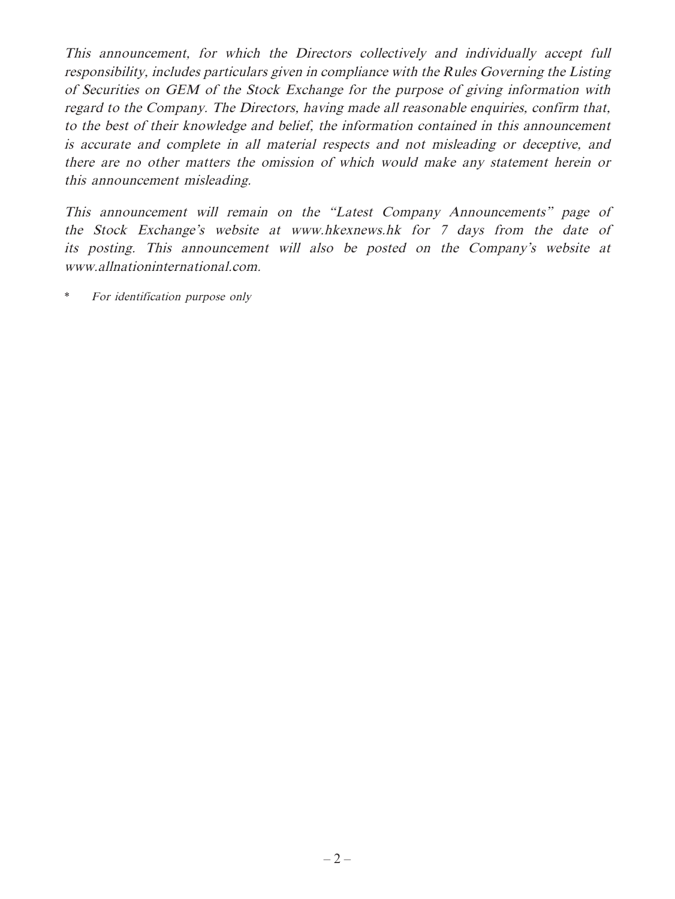*This announcement, for which the Directors collectively and individually accept full responsibility, includes particulars given in compliance with the Rules Governing the Listing of Securities on GEM of the Stock Exchange for the purpose of giving information with regard to the Company. The Directors, having made all reasonable enquiries, confirm that, to the best of their knowledge and belief, the information contained in this announcement is accurate and complete in all material respects and not misleading or deceptive, and there are no other matters the omission of which would make any statement herein or this announcement misleading.*

*This announcement will remain on the "Latest Company Announcements" page of the Stock Exchange's website at www.hkexnews.hk for 7 days from the date of its posting. This announcement will also be posted on the Company's website at www.allnationinternational.com.*

\* *For identification purpose only*